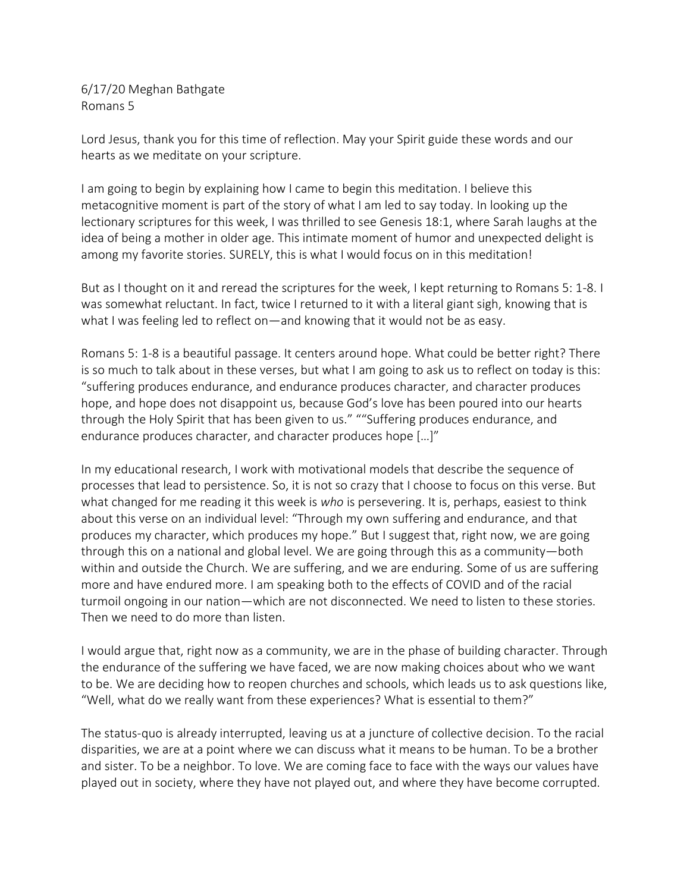6/17/20 Meghan Bathgate
Romans 5

Lord Jesus, thank you for this time of reflection. May your Spirit guide these words and our hearts as we meditate on your scripture.

I am going to begin by explaining how I came to begin this meditation. I believe this metacognitive moment is part of the story of what I am led to say today. In looking up the lectionary scriptures for this week, I was thrilled to see Genesis 18:1, where Sarah laughs at the idea of being a mother in older age. This intimate moment of humor and unexpected delight is among my favorite stories. SURELY, this is what I would focus on in this meditation!

But as I thought on it and reread the scriptures for the week, I kept returning to Romans 5: 1-8. I was somewhat reluctant. In fact, twice I returned to it with a literal giant sigh, knowing that is what I was feeling led to reflect on—and knowing that it would not be as easy.

Romans 5: 1-8 is a beautiful passage. It centers around hope. What could be better right? There is so much to talk about in these verses, but what I am going to ask us to reflect on today is this: "suffering produces endurance, and endurance produces character, and character produces hope, and hope does not disappoint us, because God's love has been poured into our hearts through the Holy Spirit that has been given to us." ""Suffering produces endurance, and endurance produces character, and character produces hope […]"

In my educational research, I work with motivational models that describe the sequence of processes that lead to persistence. So, it is not so crazy that I choose to focus on this verse. But what changed for me reading it this week is *who* is persevering. It is, perhaps, easiest to think about this verse on an individual level: "Through my own suffering and endurance, and that produces my character, which produces my hope." But I suggest that, right now, we are going through this on a national and global level. We are going through this as a community—both within and outside the Church. We are suffering, and we are enduring. Some of us are suffering more and have endured more. I am speaking both to the effects of COVID and of the racial turmoil ongoing in our nation—which are not disconnected. We need to listen to these stories. Then we need to do more than listen.

I would argue that, right now as a community, we are in the phase of building character. Through the endurance of the suffering we have faced, we are now making choices about who we want to be. We are deciding how to reopen churches and schools, which leads us to ask questions like, "Well, what do we really want from these experiences? What is essential to them?"

The status-quo is already interrupted, leaving us at a juncture of collective decision. To the racial disparities, we are at a point where we can discuss what it means to be human. To be a brother and sister. To be a neighbor. To love. We are coming face to face with the ways our values have played out in society, where they have not played out, and where they have become corrupted.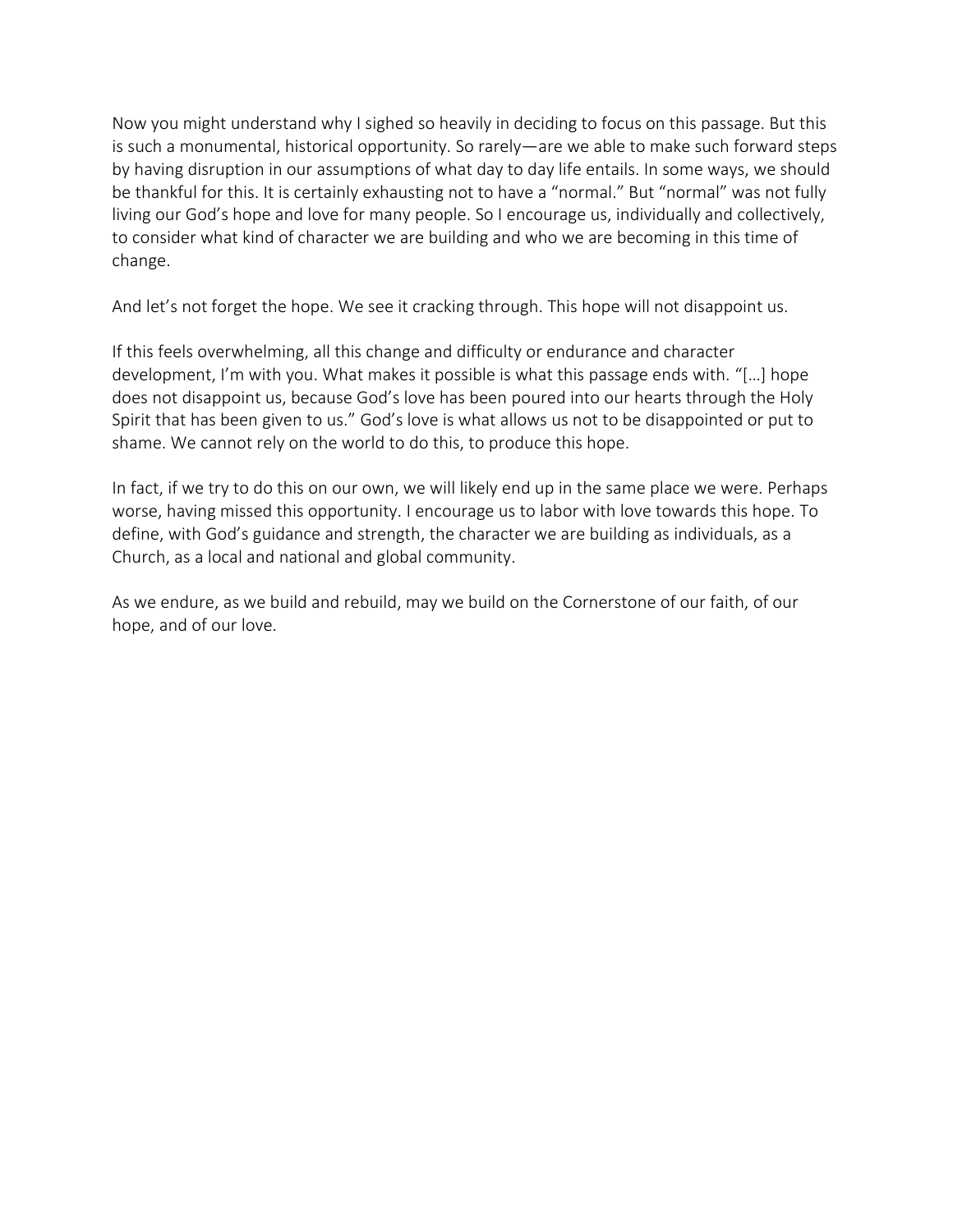Now you might understand why I sighed so heavily in deciding to focus on this passage. But this is such a monumental, historical opportunity. So rarely—are we able to make such forward steps by having disruption in our assumptions of what day to day life entails. In some ways, we should be thankful for this. It is certainly exhausting not to have a "normal." But "normal" was not fully living our God's hope and love for many people. So I encourage us, individually and collectively, to consider what kind of character we are building and who we are becoming in this time of change.

And let's not forget the hope. We see it cracking through. This hope will not disappoint us.

If this feels overwhelming, all this change and difficulty or endurance and character development, I'm with you. What makes it possible is what this passage ends with. "[…] hope does not disappoint us, because God's love has been poured into our hearts through the Holy Spirit that has been given to us." God's love is what allows us not to be disappointed or put to shame. We cannot rely on the world to do this, to produce this hope.

In fact, if we try to do this on our own, we will likely end up in the same place we were. Perhaps worse, having missed this opportunity. I encourage us to labor with love towards this hope. To define, with God's guidance and strength, the character we are building as individuals, as a Church, as a local and national and global community.

As we endure, as we build and rebuild, may we build on the Cornerstone of our faith, of our hope, and of our love.